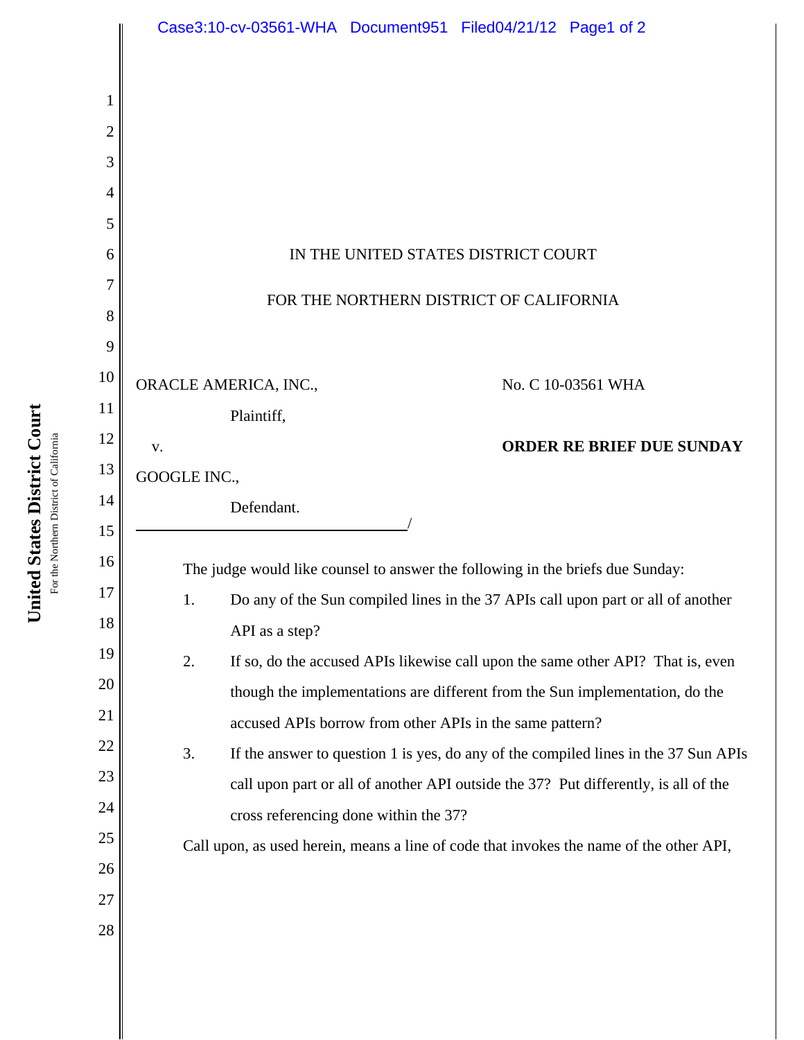IN THE UNITED STATES DISTRICT COURT

FOR THE NORTHERN DISTRICT OF CALIFORNIA

ORACLE AMERICA, INC.,

Plaintiff,

v.

GOOGLE INC.,

Defendant.

No. C 10-03561 WHA

**ORDER RE BRIEF DUE SUNDAY**

The judge would like counsel to answer the following in the briefs due Sunday:

1. Do any of the Sun compiled lines in the 37 APIs call upon part or all of another API as a step?
2. If so, do the accused APIs likewise call upon the same other API? That is, even though the implementations are different from the Sun implementation, do the accused APIs borrow from other APIs in the same pattern?
3. If the answer to question 1 is yes, do any of the compiled lines in the 37 Sun APIs call upon part or all of another API outside the 37? Put differently, is all of the cross referencing done within the 37?

Call upon, as used herein, means a line of code that invokes the name of the other API,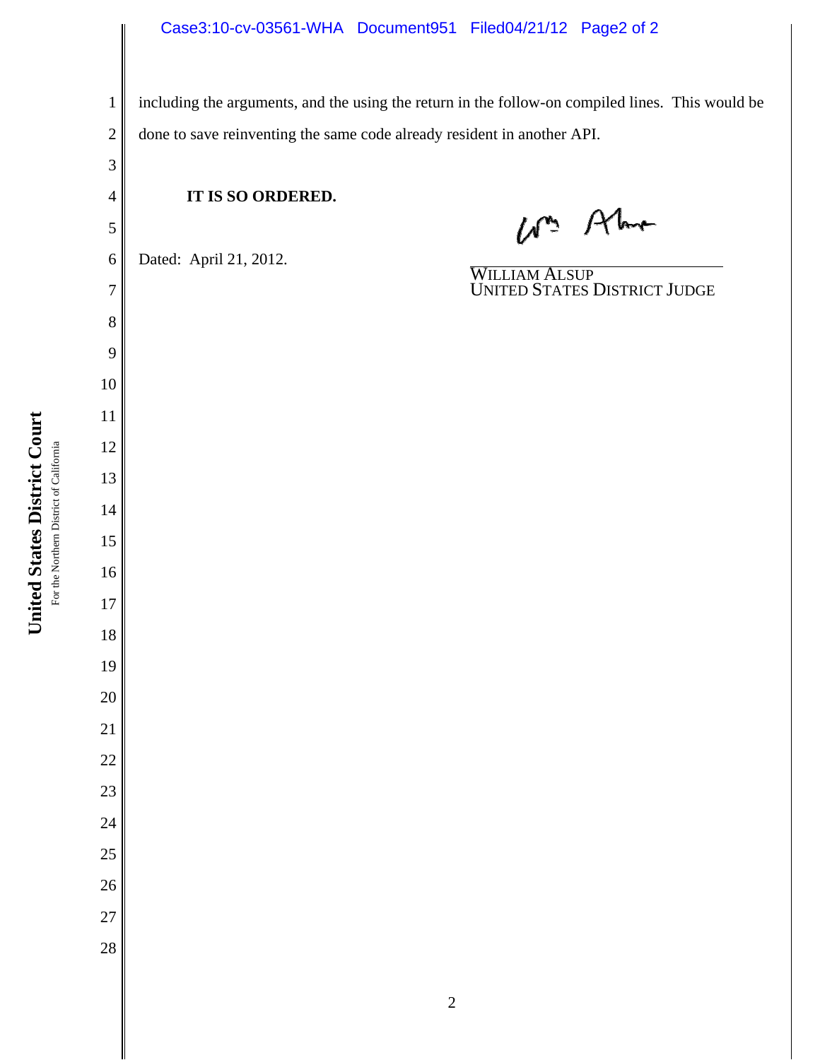including the arguments, and the using the return in the follow-on compiled lines. This would be done to save reinventing the same code already resident in another API.

**IT IS SO ORDERED.**

Dated: April 21, 2012.

WILLIAM ALSUP
UNITED STATES DISTRICT JUDGE